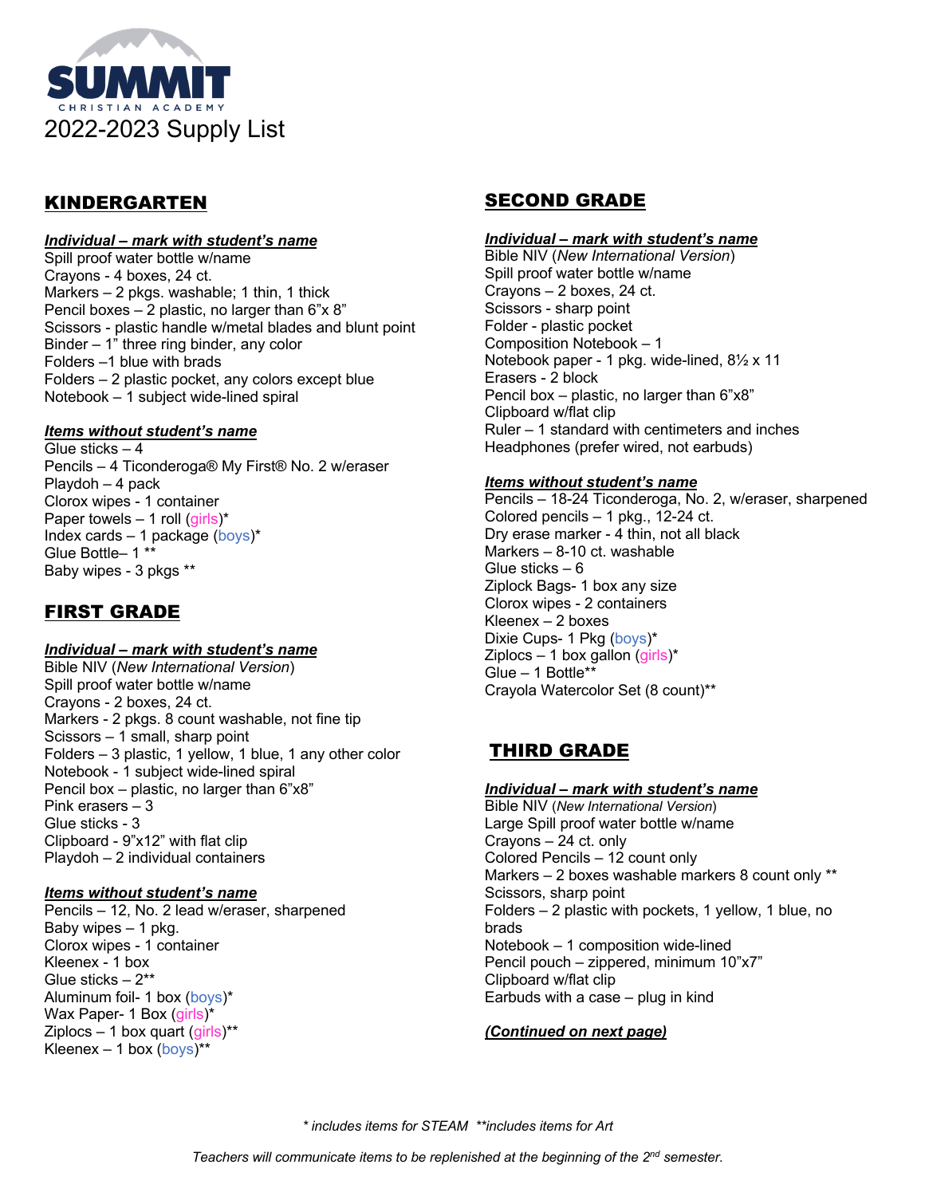SUMMIT

CHRISTIAN ACADEMY

# 2022-2023 Supply List

## KINDERGARTEN

***Individual – mark with student's name***

Spill proof water bottle w/name
Crayons - 4 boxes, 24 ct.
Markers – 2 pkgs. washable; 1 thin, 1 thick
Pencil boxes – 2 plastic, no larger than 6"x 8"
Scissors - plastic handle w/metal blades and blunt point
Binder – 1" three ring binder, any color
Folders –1 blue with brads
Folders – 2 plastic pocket, any colors except blue
Notebook – 1 subject wide-lined spiral

***Items without student's name***

Glue sticks – 4
Pencils – 4 Ticonderoga® My First® No. 2 w/eraser
Playdoh – 4 pack
Clorox wipes - 1 container
Paper towels – 1 roll (girls)*
Index cards – 1 package (boys)*
Glue Bottle– 1 **
Baby wipes - 3 pkgs **

## FIRST GRADE

***Individual – mark with student's name***

Bible NIV (*New International Version*)
Spill proof water bottle w/name
Crayons - 2 boxes, 24 ct.
Markers - 2 pkgs. 8 count washable, not fine tip
Scissors – 1 small, sharp point
Folders – 3 plastic, 1 yellow, 1 blue, 1 any other color
Notebook - 1 subject wide-lined spiral
Pencil box – plastic, no larger than 6"x8"
Pink erasers – 3
Glue sticks - 3
Clipboard - 9"x12" with flat clip
Playdoh – 2 individual containers

***Items without student's name***

Pencils – 12, No. 2 lead w/eraser, sharpened
Baby wipes – 1 pkg.
Clorox wipes - 1 container
Kleenex - 1 box
Glue sticks – 2**
Aluminum foil- 1 box (boys)*
Wax Paper- 1 Box (girls)*
Ziplocs – 1 box quart (girls)**
Kleenex – 1 box (boys)**

## SECOND GRADE

***Individual – mark with student's name***

Bible NIV (*New International Version*)
Spill proof water bottle w/name
Crayons – 2 boxes, 24 ct.
Scissors - sharp point
Folder - plastic pocket
Composition Notebook – 1
Notebook paper - 1 pkg. wide-lined, 8½ x 11
Erasers - 2 block
Pencil box – plastic, no larger than 6"x8"
Clipboard w/flat clip
Ruler – 1 standard with centimeters and inches
Headphones (prefer wired, not earbuds)

***Items without student's name***

Pencils – 18-24 Ticonderoga, No. 2, w/eraser, sharpened
Colored pencils – 1 pkg., 12-24 ct.
Dry erase marker - 4 thin, not all black
Markers – 8-10 ct. washable
Glue sticks – 6
Ziplock Bags- 1 box any size
Clorox wipes - 2 containers
Kleenex – 2 boxes
Dixie Cups- 1 Pkg (boys)*
Ziplocs – 1 box gallon (girls)*
Glue – 1 Bottle**
Crayola Watercolor Set (8 count)**

## THIRD GRADE

***Individual – mark with student's name***

Bible NIV (*New International Version*)
Large Spill proof water bottle w/name
Crayons – 24 ct. only
Colored Pencils – 12 count only
Markers – 2 boxes washable markers 8 count only **
Scissors, sharp point
Folders – 2 plastic with pockets, 1 yellow, 1 blue, no brads
Notebook – 1 composition wide-lined
Pencil pouch – zippered, minimum 10"x7"
Clipboard w/flat clip
Earbuds with a case – plug in kind

***(Continued on next page)***

*\* includes items for STEAM \*\*includes items for Art*

*Teachers will communicate items to be replenished at the beginning of the 2nd semester.*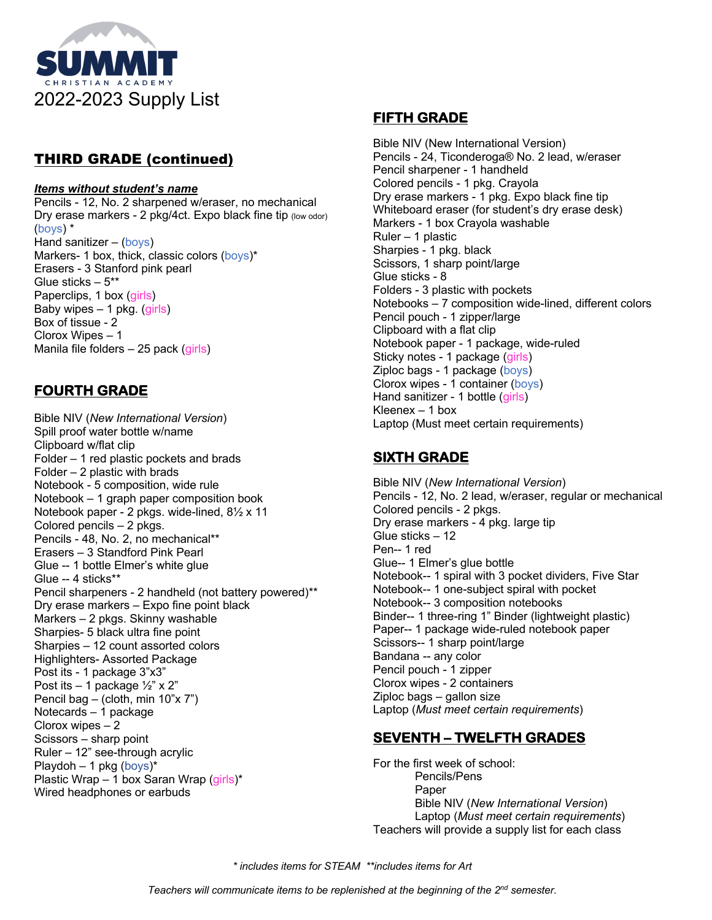SUMMIT
CHRISTIAN ACADEMY

# 2022-2023 Supply List

## THIRD GRADE (continued)

***Items without student's name***

Pencils - 12, No. 2 sharpened w/eraser, no mechanical
Dry erase markers - 2 pkg/4ct. Expo black fine tip (low odor) (boys) *
Hand sanitizer – (boys)
Markers- 1 box, thick, classic colors (boys)*
Erasers - 3 Stanford pink pearl
Glue sticks – 5**
Paperclips, 1 box (girls)
Baby wipes – 1 pkg. (girls)
Box of tissue - 2
Clorox Wipes – 1
Manila file folders – 25 pack (girls)

## FOURTH GRADE

Bible NIV (*New International Version*)
Spill proof water bottle w/name
Clipboard w/flat clip
Folder – 1 red plastic pockets and brads
Folder – 2 plastic with brads
Notebook - 5 composition, wide rule
Notebook – 1 graph paper composition book
Notebook paper - 2 pkgs. wide-lined, 8½ x 11
Colored pencils – 2 pkgs.
Pencils - 48, No. 2, no mechanical**
Erasers – 3 Standford Pink Pearl
Glue -- 1 bottle Elmer's white glue
Glue -- 4 sticks**
Pencil sharpeners - 2 handheld (not battery powered)**
Dry erase markers – Expo fine point black
Markers – 2 pkgs. Skinny washable
Sharpies- 5 black ultra fine point
Sharpies – 12 count assorted colors
Highlighters- Assorted Package
Post its - 1 package 3"x3"
Post its – 1 package ½" x 2"
Pencil bag – (cloth, min 10"x 7")
Notecards – 1 package
Clorox wipes – 2
Scissors – sharp point
Ruler – 12" see-through acrylic
Playdoh – 1 pkg (boys)*
Plastic Wrap – 1 box Saran Wrap (girls)*
Wired headphones or earbuds

## FIFTH GRADE

Bible NIV (New International Version)
Pencils - 24, Ticonderoga® No. 2 lead, w/eraser
Pencil sharpener - 1 handheld
Colored pencils - 1 pkg. Crayola
Dry erase markers - 1 pkg. Expo black fine tip
Whiteboard eraser (for student's dry erase desk)
Markers - 1 box Crayola washable
Ruler – 1 plastic
Sharpies - 1 pkg. black
Scissors, 1 sharp point/large
Glue sticks - 8
Folders - 3 plastic with pockets
Notebooks – 7 composition wide-lined, different colors
Pencil pouch - 1 zipper/large
Clipboard with a flat clip
Notebook paper - 1 package, wide-ruled
Sticky notes - 1 package (girls)
Ziploc bags - 1 package (boys)
Clorox wipes - 1 container (boys)
Hand sanitizer - 1 bottle (girls)
Kleenex – 1 box
Laptop (Must meet certain requirements)

## SIXTH GRADE

Bible NIV (*New International Version*)
Pencils - 12, No. 2 lead, w/eraser, regular or mechanical
Colored pencils - 2 pkgs.
Dry erase markers - 4 pkg. large tip
Glue sticks – 12
Pen-- 1 red
Glue-- 1 Elmer's glue bottle
Notebook-- 1 spiral with 3 pocket dividers, Five Star
Notebook-- 1 one-subject spiral with pocket
Notebook-- 3 composition notebooks
Binder-- 1 three-ring 1" Binder (lightweight plastic)
Paper-- 1 package wide-ruled notebook paper
Scissors-- 1 sharp point/large
Bandana -- any color
Pencil pouch - 1 zipper
Clorox wipes - 2 containers
Ziploc bags – gallon size
Laptop (*Must meet certain requirements*)

## SEVENTH – TWELFTH GRADES

For the first week of school:

- Pencils/Pens
- Paper
- Bible NIV (*New International Version*)
- Laptop (*Must meet certain requirements*)

Teachers will provide a supply list for each class

*\* includes items for STEAM \*\*includes items for Art*

*Teachers will communicate items to be replenished at the beginning of the 2nd semester.*